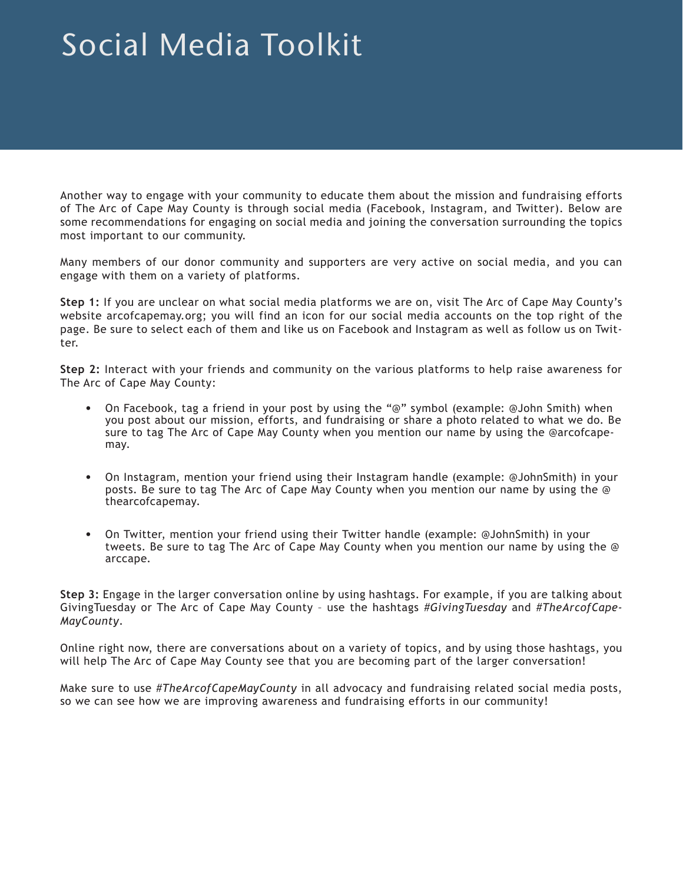# Social Media Toolkit

Another way to engage with your community to educate them about the mission and fundraising efforts of The Arc of Cape May County is through social media (Facebook, Instagram, and Twitter). Below are some recommendations for engaging on social media and joining the conversation surrounding the topics most important to our community.

Many members of our donor community and supporters are very active on social media, and you can engage with them on a variety of platforms.

**Step 1:** If you are unclear on what social media platforms we are on, visit The Arc of Cape May County's website arcofcapemay.org; you will find an icon for our social media accounts on the top right of the page. Be sure to select each of them and like us on Facebook and Instagram as well as follow us on Twitter.

**Step 2:** Interact with your friends and community on the various platforms to help raise awareness for The Arc of Cape May County:

- On Facebook, tag a friend in your post by using the "@" symbol (example: @John Smith) when you post about our mission, efforts, and fundraising or share a photo related to what we do. Be sure to tag The Arc of Cape May County when you mention our name by using the @arcofcapemay.

- On Instagram, mention your friend using their Instagram handle (example: @JohnSmith) in your posts. Be sure to tag The Arc of Cape May County when you mention our name by using the @ thearcofcapemay.

- On Twitter, mention your friend using their Twitter handle (example: @JohnSmith) in your tweets. Be sure to tag The Arc of Cape May County when you mention our name by using the @ arccape.

**Step 3:** Engage in the larger conversation online by using hashtags. For example, if you are talking about GivingTuesday or The Arc of Cape May County – use the hashtags *#GivingTuesday* and *#TheArcofCapeMayCounty*.

Online right now, there are conversations about on a variety of topics, and by using those hashtags, you will help The Arc of Cape May County see that you are becoming part of the larger conversation!

Make sure to use *#TheArcofCapeMayCounty* in all advocacy and fundraising related social media posts, so we can see how we are improving awareness and fundraising efforts in our community!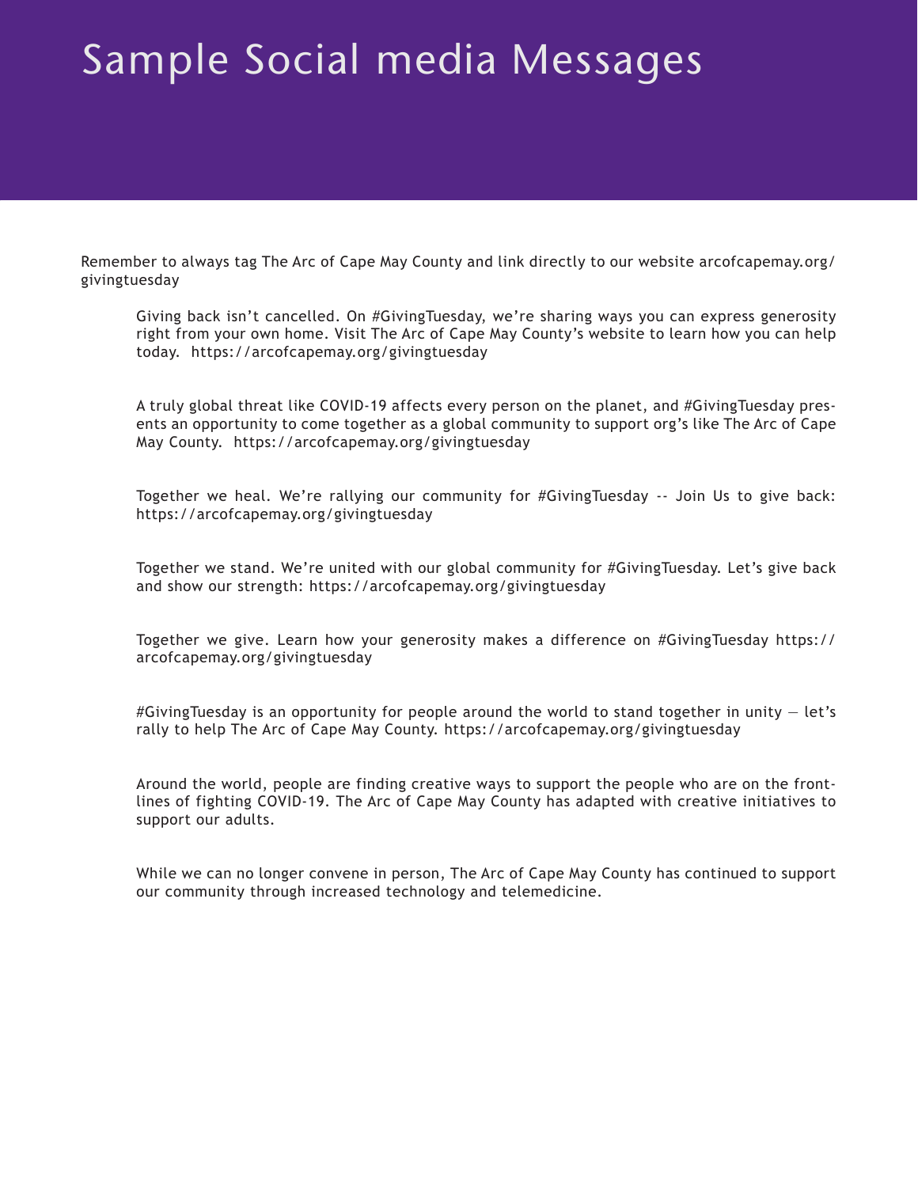# Sample Social media Messages

Remember to always tag The Arc of Cape May County and link directly to our website arcofcapemay.org/givingtuesday

> Giving back isn't cancelled. On #GivingTuesday, we're sharing ways you can express generosity right from your own home. Visit The Arc of Cape May County's website to learn how you can help today. https://arcofcapemay.org/givingtuesday

> A truly global threat like COVID-19 affects every person on the planet, and #GivingTuesday presents an opportunity to come together as a global community to support org's like The Arc of Cape May County. https://arcofcapemay.org/givingtuesday

> Together we heal. We're rallying our community for #GivingTuesday -- Join Us to give back: https://arcofcapemay.org/givingtuesday

> Together we stand. We're united with our global community for #GivingTuesday. Let's give back and show our strength: https://arcofcapemay.org/givingtuesday

> Together we give. Learn how your generosity makes a difference on #GivingTuesday https://arcofcapemay.org/givingtuesday

> #GivingTuesday is an opportunity for people around the world to stand together in unity — let's rally to help The Arc of Cape May County. https://arcofcapemay.org/givingtuesday

> Around the world, people are finding creative ways to support the people who are on the frontlines of fighting COVID-19. The Arc of Cape May County has adapted with creative initiatives to support our adults.

> While we can no longer convene in person, The Arc of Cape May County has continued to support our community through increased technology and telemedicine.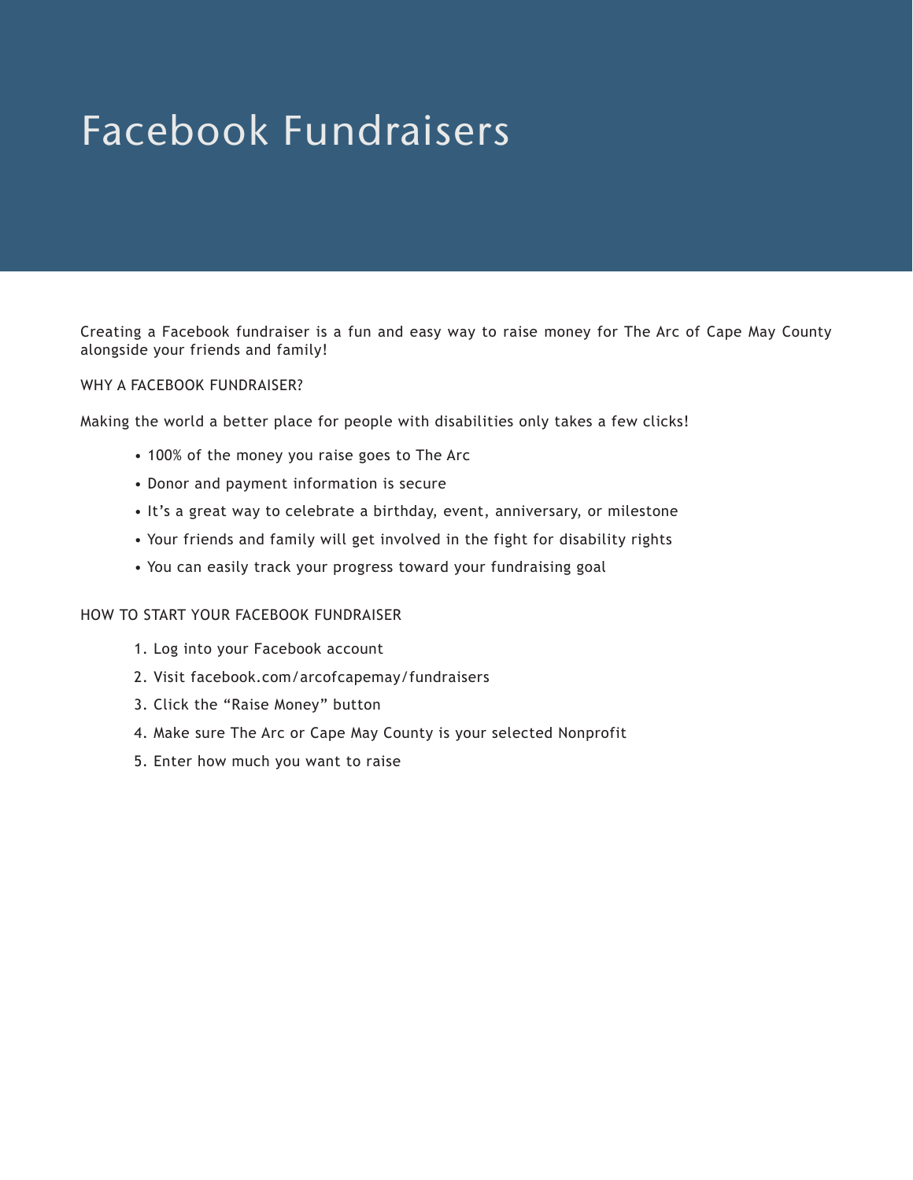# Facebook Fundraisers

Creating a Facebook fundraiser is a fun and easy way to raise money for The Arc of Cape May County alongside your friends and family!

## WHY A FACEBOOK FUNDRAISER?

Making the world a better place for people with disabilities only takes a few clicks!

- 100% of the money you raise goes to The Arc
- Donor and payment information is secure
- It's a great way to celebrate a birthday, event, anniversary, or milestone
- Your friends and family will get involved in the fight for disability rights
- You can easily track your progress toward your fundraising goal

## HOW TO START YOUR FACEBOOK FUNDRAISER

1. Log into your Facebook account
2. Visit facebook.com/arcofcapemay/fundraisers
3. Click the "Raise Money" button
4. Make sure The Arc or Cape May County is your selected Nonprofit
5. Enter how much you want to raise